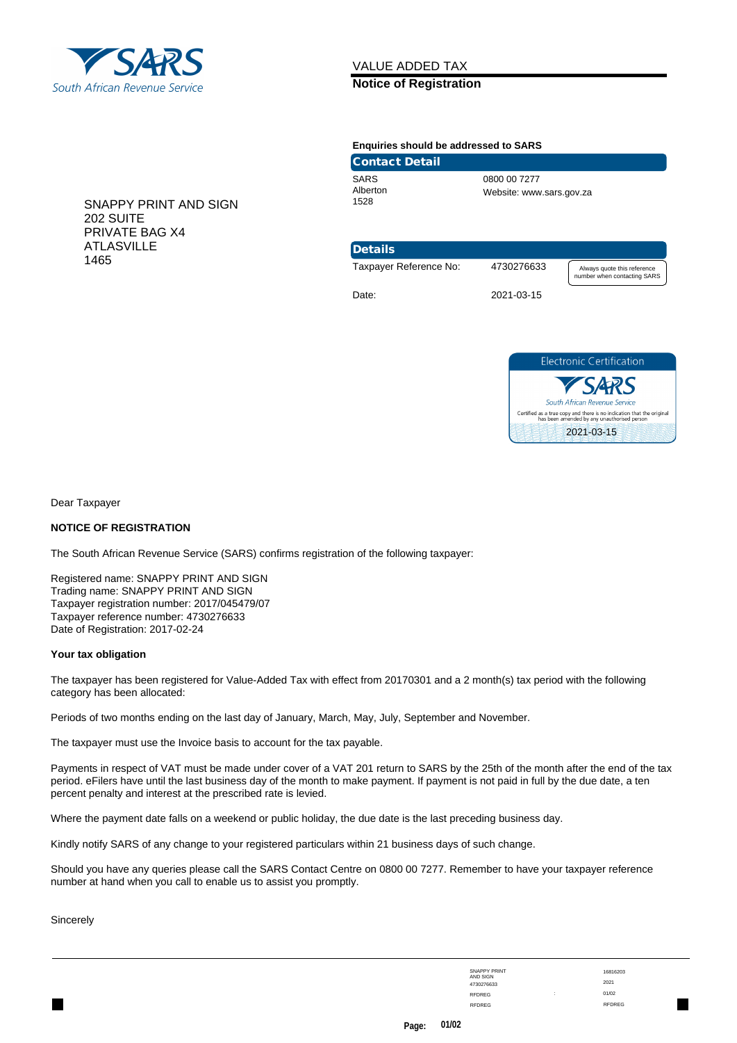South African Revenue Service

# VALUE ADDED TAX
## Notice of Registration

**Enquiries should be addressed to SARS**

**Contact Detail**

SARS
Alberton
1528

0800 00 7277
Website: www.sars.gov.za

SNAPPY PRINT AND SIGN
202 SUITE
PRIVATE BAG X4
ATLASVILLE
1465

**Details**

| | | |
|---|---|---|
| Taxpayer Reference No: | 4730276633 | Always quote this reference number when contacting SARS |
| Date: | 2021-03-15 | |

Electronic Certification
SARS
South African Revenue Service
Certified as a true copy and there is no indication that the original has been amended by any unauthorised person
2021-03-15

Dear Taxpayer

**NOTICE OF REGISTRATION**

The South African Revenue Service (SARS) confirms registration of the following taxpayer:

Registered name: SNAPPY PRINT AND SIGN
Trading name: SNAPPY PRINT AND SIGN
Taxpayer registration number: 2017/045479/07
Taxpayer reference number: 4730276633
Date of Registration: 2017-02-24

**Your tax obligation**

The taxpayer has been registered for Value-Added Tax with effect from 20170301 and a 2 month(s) tax period with the following category has been allocated:

Periods of two months ending on the last day of January, March, May, July, September and November.

The taxpayer must use the Invoice basis to account for the tax payable.

Payments in respect of VAT must be made under cover of a VAT 201 return to SARS by the 25th of the month after the end of the tax period. eFilers have until the last business day of the month to make payment. If payment is not paid in full by the due date, a ten percent penalty and interest at the prescribed rate is levied.

Where the payment date falls on a weekend or public holiday, the due date is the last preceding business day.

Kindly notify SARS of any change to your registered particulars within 21 business days of such change.

Should you have any queries please call the SARS Contact Centre on 0800 00 7277. Remember to have your taxpayer reference number at hand when you call to enable us to assist you promptly.

Sincerely

SNAPPY PRINT AND SIGN | 16816203
4730276633 | 2021
RFDREG | 01/02
RFDREG | RFDREG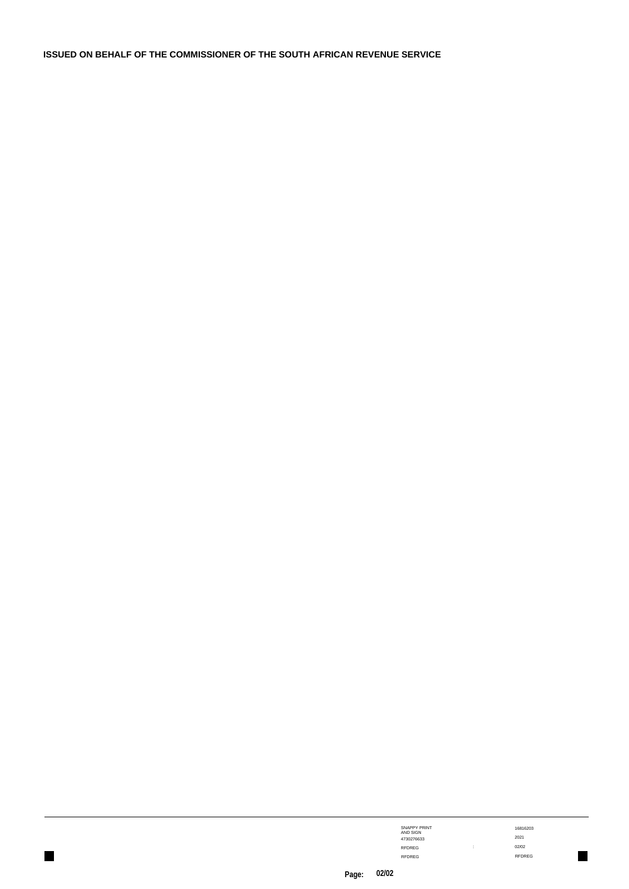**ISSUED ON BEHALF OF THE COMMISSIONER OF THE SOUTH AFRICAN REVENUE SERVICE**

SNAPPY PRINT AND SIGN
4730276633
RFDREG
RFDREG

:

16816203
2021
02/02
RFDREG